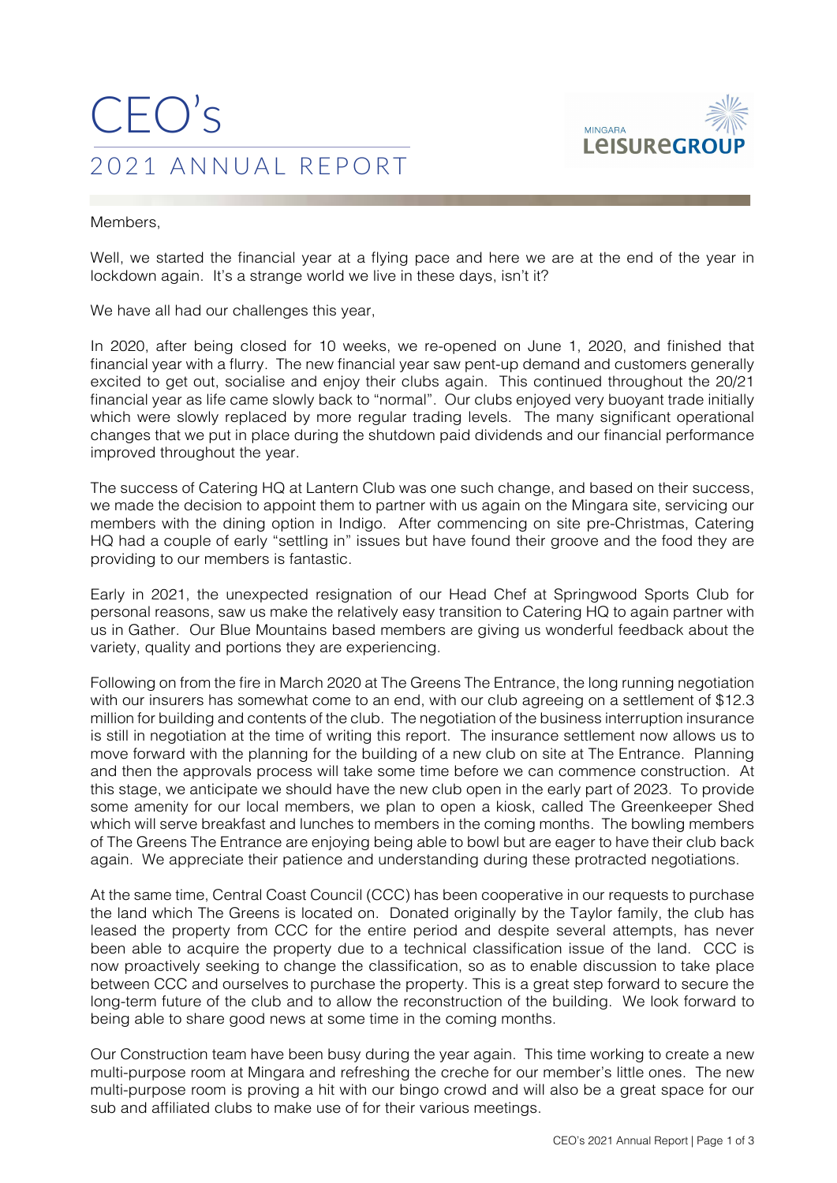# CEO's

## 2021 ANNUAL REPORT

Members,

Well, we started the financial year at a flying pace and here we are at the end of the year in lockdown again. It's a strange world we live in these days, isn't it?

We have all had our challenges this year,

In 2020, after being closed for 10 weeks, we re-opened on June 1, 2020, and finished that financial year with a flurry. The new financial year saw pent-up demand and customers generally excited to get out, socialise and enjoy their clubs again. This continued throughout the 20/21 financial year as life came slowly back to "normal". Our clubs enjoyed very buoyant trade initially which were slowly replaced by more regular trading levels. The many significant operational changes that we put in place during the shutdown paid dividends and our financial performance improved throughout the year.

The success of Catering HQ at Lantern Club was one such change, and based on their success, we made the decision to appoint them to partner with us again on the Mingara site, servicing our members with the dining option in Indigo. After commencing on site pre-Christmas, Catering HQ had a couple of early "settling in" issues but have found their groove and the food they are providing to our members is fantastic.

Early in 2021, the unexpected resignation of our Head Chef at Springwood Sports Club for personal reasons, saw us make the relatively easy transition to Catering HQ to again partner with us in Gather. Our Blue Mountains based members are giving us wonderful feedback about the variety, quality and portions they are experiencing.

Following on from the fire in March 2020 at The Greens The Entrance, the long running negotiation with our insurers has somewhat come to an end, with our club agreeing on a settlement of $12.3 million for building and contents of the club. The negotiation of the business interruption insurance is still in negotiation at the time of writing this report. The insurance settlement now allows us to move forward with the planning for the building of a new club on site at The Entrance. Planning and then the approvals process will take some time before we can commence construction. At this stage, we anticipate we should have the new club open in the early part of 2023. To provide some amenity for our local members, we plan to open a kiosk, called The Greenkeeper Shed which will serve breakfast and lunches to members in the coming months. The bowling members of The Greens The Entrance are enjoying being able to bowl but are eager to have their club back again. We appreciate their patience and understanding during these protracted negotiations.

At the same time, Central Coast Council (CCC) has been cooperative in our requests to purchase the land which The Greens is located on. Donated originally by the Taylor family, the club has leased the property from CCC for the entire period and despite several attempts, has never been able to acquire the property due to a technical classification issue of the land. CCC is now proactively seeking to change the classification, so as to enable discussion to take place between CCC and ourselves to purchase the property. This is a great step forward to secure the long-term future of the club and to allow the reconstruction of the building. We look forward to being able to share good news at some time in the coming months.

Our Construction team have been busy during the year again. This time working to create a new multi-purpose room at Mingara and refreshing the creche for our member's little ones. The new multi-purpose room is proving a hit with our bingo crowd and will also be a great space for our sub and affiliated clubs to make use of for their various meetings.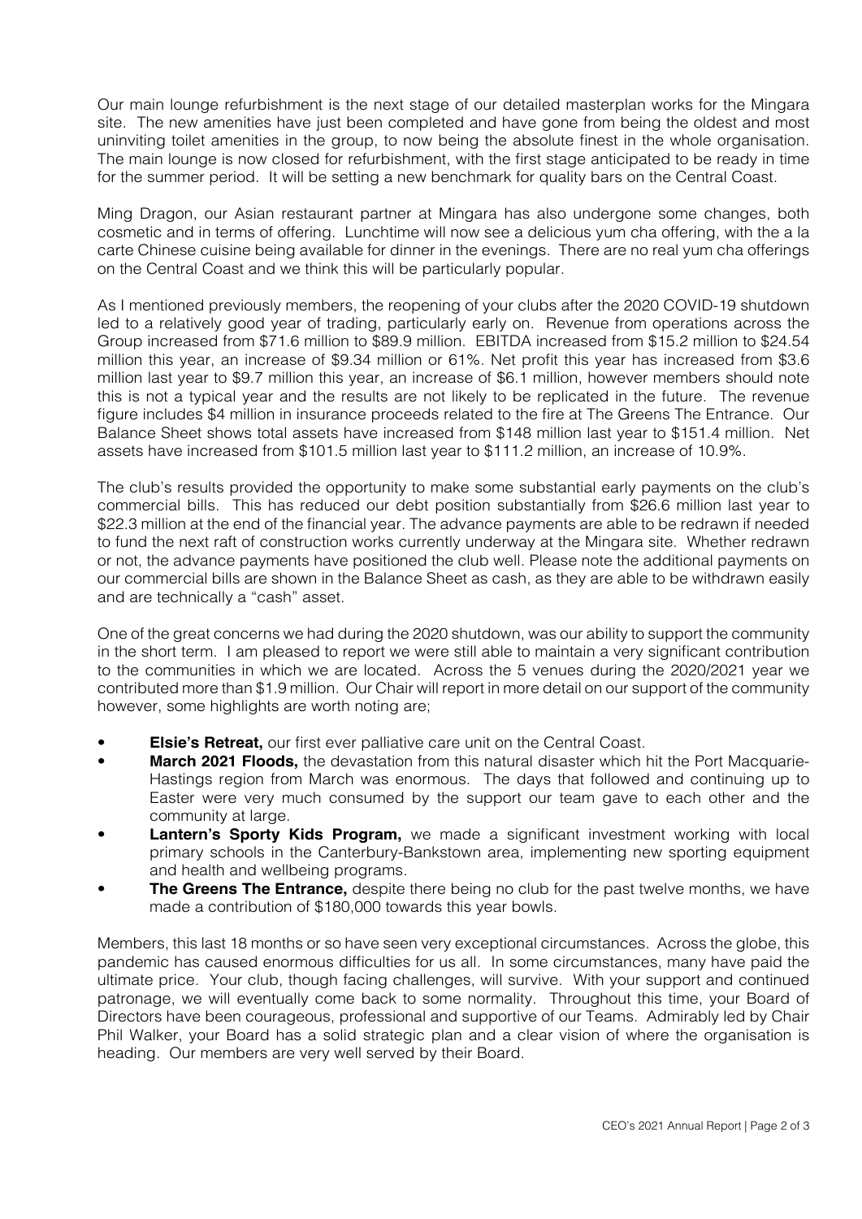Our main lounge refurbishment is the next stage of our detailed masterplan works for the Mingara site. The new amenities have just been completed and have gone from being the oldest and most uninviting toilet amenities in the group, to now being the absolute finest in the whole organisation. The main lounge is now closed for refurbishment, with the first stage anticipated to be ready in time for the summer period. It will be setting a new benchmark for quality bars on the Central Coast.

Ming Dragon, our Asian restaurant partner at Mingara has also undergone some changes, both cosmetic and in terms of offering. Lunchtime will now see a delicious yum cha offering, with the a la carte Chinese cuisine being available for dinner in the evenings. There are no real yum cha offerings on the Central Coast and we think this will be particularly popular.

As I mentioned previously members, the reopening of your clubs after the 2020 COVID-19 shutdown led to a relatively good year of trading, particularly early on. Revenue from operations across the Group increased from $71.6 million to $89.9 million. EBITDA increased from $15.2 million to $24.54 million this year, an increase of $9.34 million or 61%. Net profit this year has increased from $3.6 million last year to $9.7 million this year, an increase of $6.1 million, however members should note this is not a typical year and the results are not likely to be replicated in the future. The revenue figure includes $4 million in insurance proceeds related to the fire at The Greens The Entrance. Our Balance Sheet shows total assets have increased from $148 million last year to $151.4 million. Net assets have increased from $101.5 million last year to $111.2 million, an increase of 10.9%.

The club's results provided the opportunity to make some substantial early payments on the club's commercial bills. This has reduced our debt position substantially from $26.6 million last year to $22.3 million at the end of the financial year. The advance payments are able to be redrawn if needed to fund the next raft of construction works currently underway at the Mingara site. Whether redrawn or not, the advance payments have positioned the club well. Please note the additional payments on our commercial bills are shown in the Balance Sheet as cash, as they are able to be withdrawn easily and are technically a "cash" asset.

One of the great concerns we had during the 2020 shutdown, was our ability to support the community in the short term. I am pleased to report we were still able to maintain a very significant contribution to the communities in which we are located. Across the 5 venues during the 2020/2021 year we contributed more than $1.9 million. Our Chair will report in more detail on our support of the community however, some highlights are worth noting are;

- **Elsie's Retreat,** our first ever palliative care unit on the Central Coast.
- **March 2021 Floods,** the devastation from this natural disaster which hit the Port Macquarie-Hastings region from March was enormous. The days that followed and continuing up to Easter were very much consumed by the support our team gave to each other and the community at large.
- **Lantern's Sporty Kids Program,** we made a significant investment working with local primary schools in the Canterbury-Bankstown area, implementing new sporting equipment and health and wellbeing programs.
- **The Greens The Entrance,** despite there being no club for the past twelve months, we have made a contribution of $180,000 towards this year bowls.

Members, this last 18 months or so have seen very exceptional circumstances. Across the globe, this pandemic has caused enormous difficulties for us all. In some circumstances, many have paid the ultimate price. Your club, though facing challenges, will survive. With your support and continued patronage, we will eventually come back to some normality. Throughout this time, your Board of Directors have been courageous, professional and supportive of our Teams. Admirably led by Chair Phil Walker, your Board has a solid strategic plan and a clear vision of where the organisation is heading. Our members are very well served by their Board.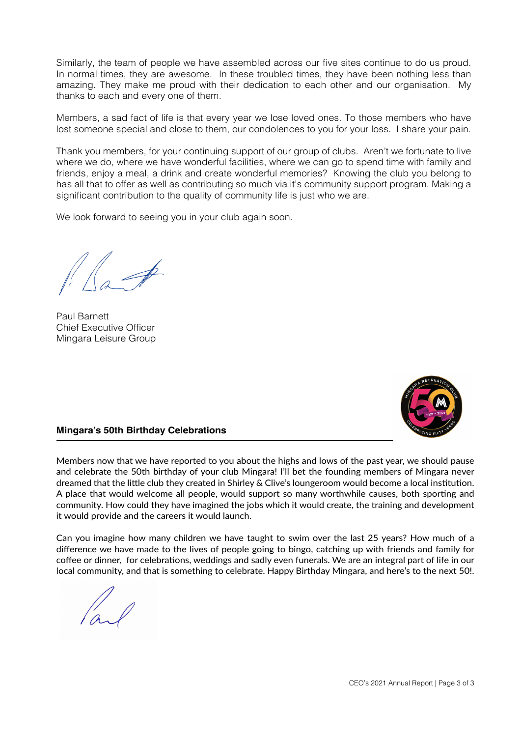Similarly, the team of people we have assembled across our five sites continue to do us proud. In normal times, they are awesome. In these troubled times, they have been nothing less than amazing. They make me proud with their dedication to each other and our organisation. My thanks to each and every one of them.

Members, a sad fact of life is that every year we lose loved ones. To those members who have lost someone special and close to them, our condolences to you for your loss. I share your pain.

Thank you members, for your continuing support of our group of clubs. Aren't we fortunate to live where we do, where we have wonderful facilities, where we can go to spend time with family and friends, enjoy a meal, a drink and create wonderful memories? Knowing the club you belong to has all that to offer as well as contributing so much via it's community support program. Making a significant contribution to the quality of community life is just who we are.

We look forward to seeing you in your club again soon.

Paul Barnett
Chief Executive Officer
Mingara Leisure Group

### Mingara's 50th Birthday Celebrations

Members now that we have reported to you about the highs and lows of the past year, we should pause and celebrate the 50th birthday of your club Mingara! I'll bet the founding members of Mingara never dreamed that the little club they created in Shirley & Clive's loungeroom would become a local institution. A place that would welcome all people, would support so many worthwhile causes, both sporting and community. How could they have imagined the jobs which it would create, the training and development it would provide and the careers it would launch.

Can you imagine how many children we have taught to swim over the last 25 years? How much of a difference we have made to the lives of people going to bingo, catching up with friends and family for coffee or dinner, for celebrations, weddings and sadly even funerals. We are an integral part of life in our local community, and that is something to celebrate. Happy Birthday Mingara, and here's to the next 50!.